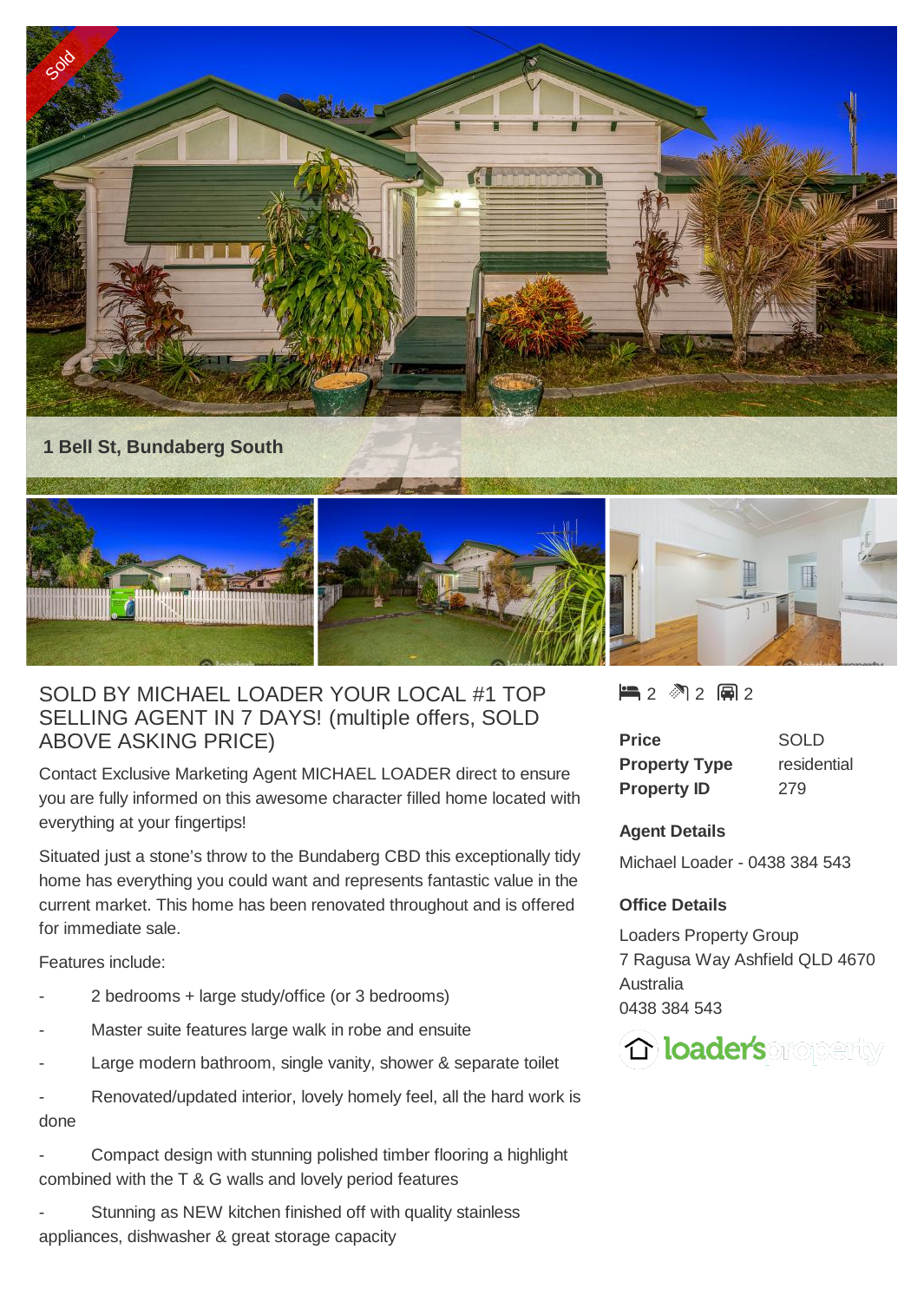Sold

1 Bell St, Bundaberg South

# SOLD BY MICHAEL LOADER YOUR LOCAL #1 TOP SELLING AGENT IN 7 DAYS! (multiple offers, SOLD ABOVE ASKING PRICE)

Contact Exclusive Marketing Agent MICHAEL LOADER direct to ensure you are fully informed on this awesome character filled home located with everything at your fingertips!

Situated just a stone's throw to the Bundaberg CBD this exceptionally tidy home has everything you could want and represents fantastic value in the current market. This home has been renovated throughout and is offered for immediate sale.

Features include:

- 2 bedrooms + large study/office (or 3 bedrooms)
- Master suite features large walk in robe and ensuite
- Large modern bathroom, single vanity, shower & separate toilet
- Renovated/updated interior, lovely homely feel, all the hard work is done
- Compact design with stunning polished timber flooring a highlight combined with the T & G walls and lovely period features
- Stunning as NEW kitchen finished off with quality stainless appliances, dishwasher & great storage capacity

2 bed | 2 bath | 2 car

| | |
|---|---|
| **Price** | SOLD |
| **Property Type** | residential |
| **Property ID** | 279 |

**Agent Details**

Michael Loader - 0438 384 543

**Office Details**

Loaders Property Group
7 Ragusa Way Ashfield QLD 4670
Australia
0438 384 543

loader's property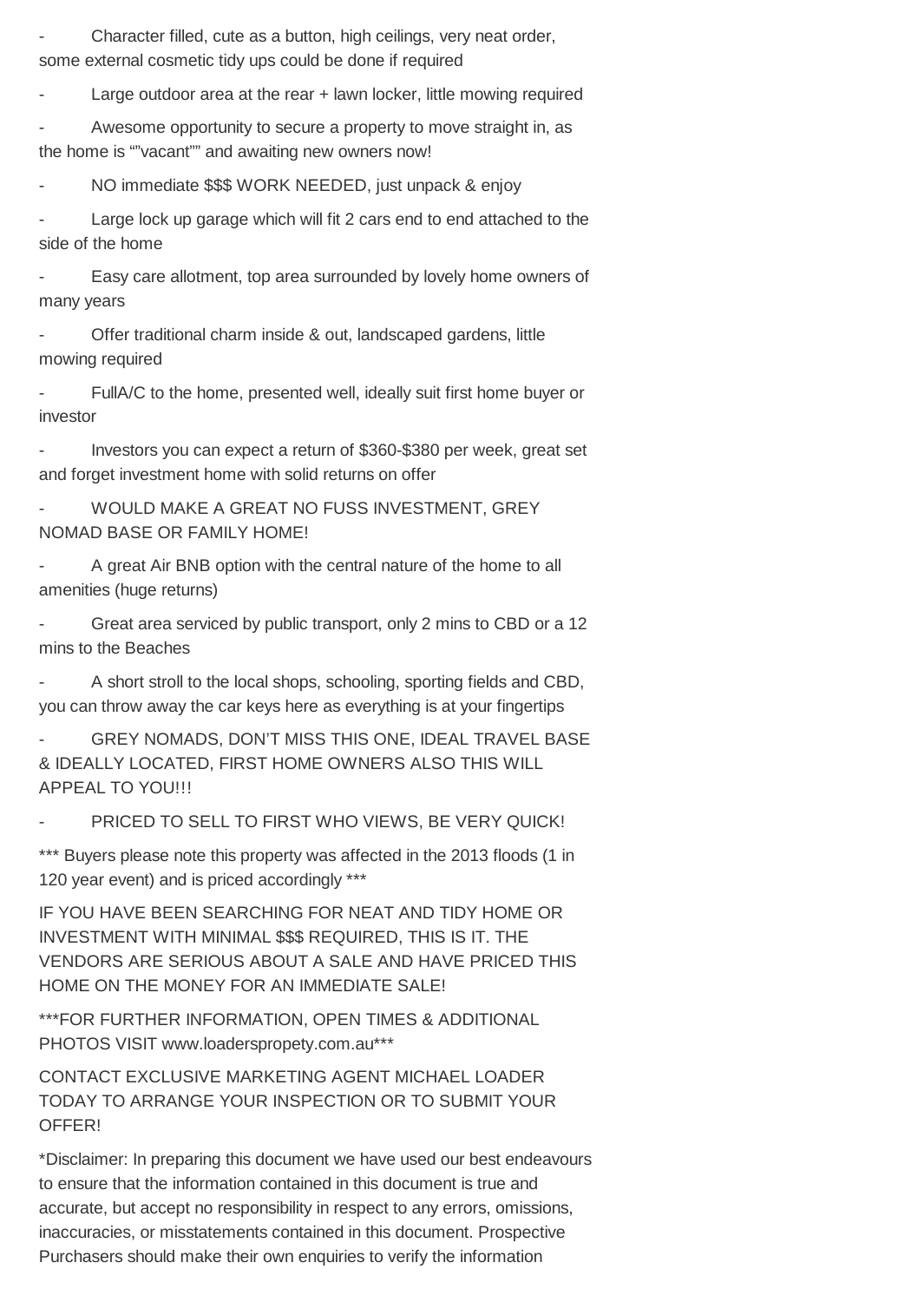- Character filled, cute as a button, high ceilings, very neat order, some external cosmetic tidy ups could be done if required
- Large outdoor area at the rear + lawn locker, little mowing required
- Awesome opportunity to secure a property to move straight in, as the home is “”vacant”” and awaiting new owners now!
- NO immediate $$$ WORK NEEDED, just unpack & enjoy
- Large lock up garage which will fit 2 cars end to end attached to the side of the home
- Easy care allotment, top area surrounded by lovely home owners of many years
- Offer traditional charm inside & out, landscaped gardens, little mowing required
- FullA/C to the home, presented well, ideally suit first home buyer or investor
- Investors you can expect a return of $360-$380 per week, great set and forget investment home with solid returns on offer
- WOULD MAKE A GREAT NO FUSS INVESTMENT, GREY NOMAD BASE OR FAMILY HOME!
- A great Air BNB option with the central nature of the home to all amenities (huge returns)
- Great area serviced by public transport, only 2 mins to CBD or a 12 mins to the Beaches
- A short stroll to the local shops, schooling, sporting fields and CBD, you can throw away the car keys here as everything is at your fingertips
- GREY NOMADS, DON’T MISS THIS ONE, IDEAL TRAVEL BASE & IDEALLY LOCATED, FIRST HOME OWNERS ALSO THIS WILL APPEAL TO YOU!!!
- PRICED TO SELL TO FIRST WHO VIEWS, BE VERY QUICK!

*** Buyers please note this property was affected in the 2013 floods (1 in 120 year event) and is priced accordingly ***

IF YOU HAVE BEEN SEARCHING FOR NEAT AND TIDY HOME OR INVESTMENT WITH MINIMAL $$$ REQUIRED, THIS IS IT. THE VENDORS ARE SERIOUS ABOUT A SALE AND HAVE PRICED THIS HOME ON THE MONEY FOR AN IMMEDIATE SALE!

***FOR FURTHER INFORMATION, OPEN TIMES & ADDITIONAL PHOTOS VISIT www.loaderspropety.com.au***

CONTACT EXCLUSIVE MARKETING AGENT MICHAEL LOADER TODAY TO ARRANGE YOUR INSPECTION OR TO SUBMIT YOUR OFFER!

*Disclaimer: In preparing this document we have used our best endeavours to ensure that the information contained in this document is true and accurate, but accept no responsibility in respect to any errors, omissions, inaccuracies, or misstatements contained in this document. Prospective Purchasers should make their own enquiries to verify the information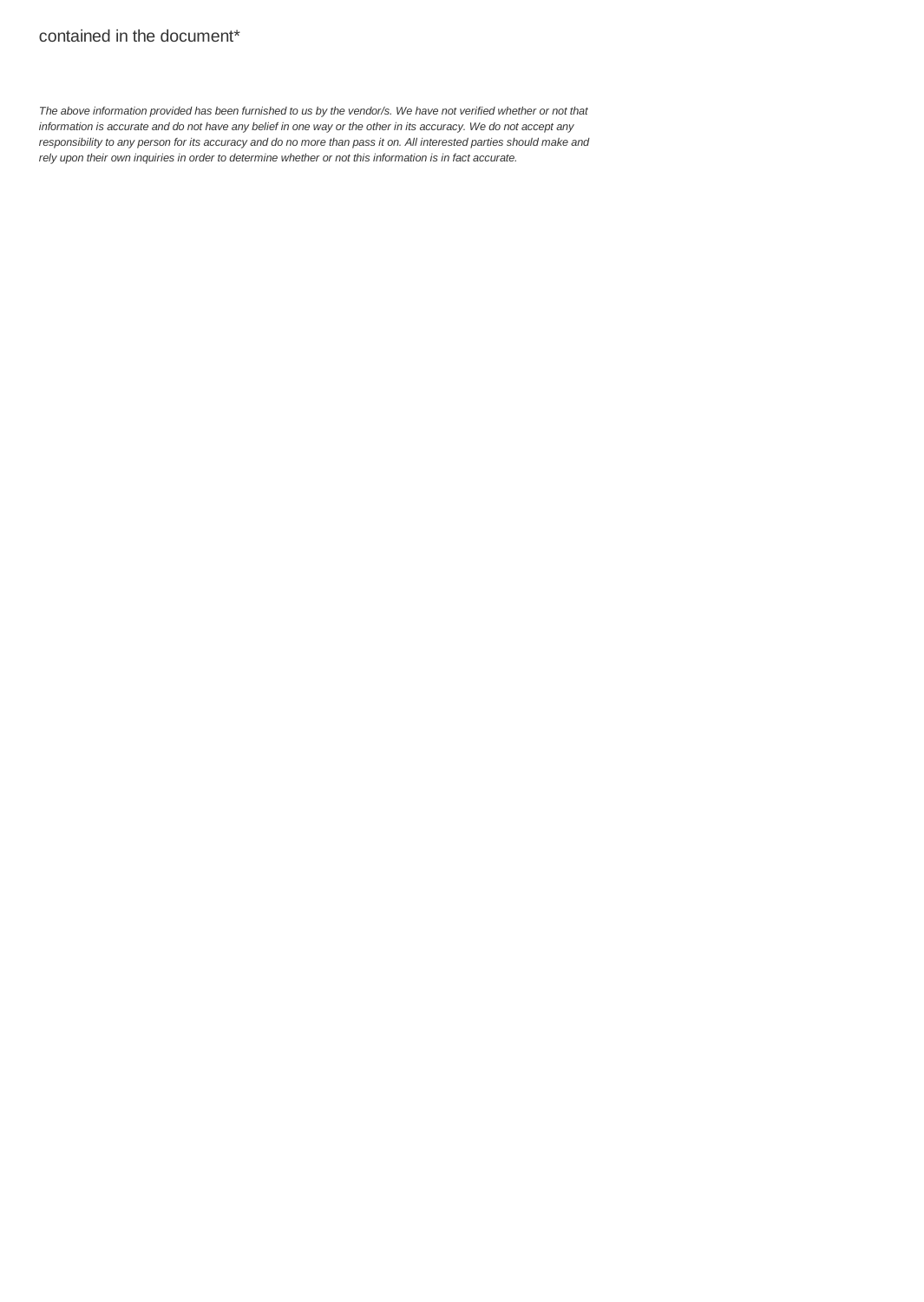contained in the document*

*The above information provided has been furnished to us by the vendor/s. We have not verified whether or not that information is accurate and do not have any belief in one way or the other in its accuracy. We do not accept any responsibility to any person for its accuracy and do no more than pass it on. All interested parties should make and rely upon their own inquiries in order to determine whether or not this information is in fact accurate.*